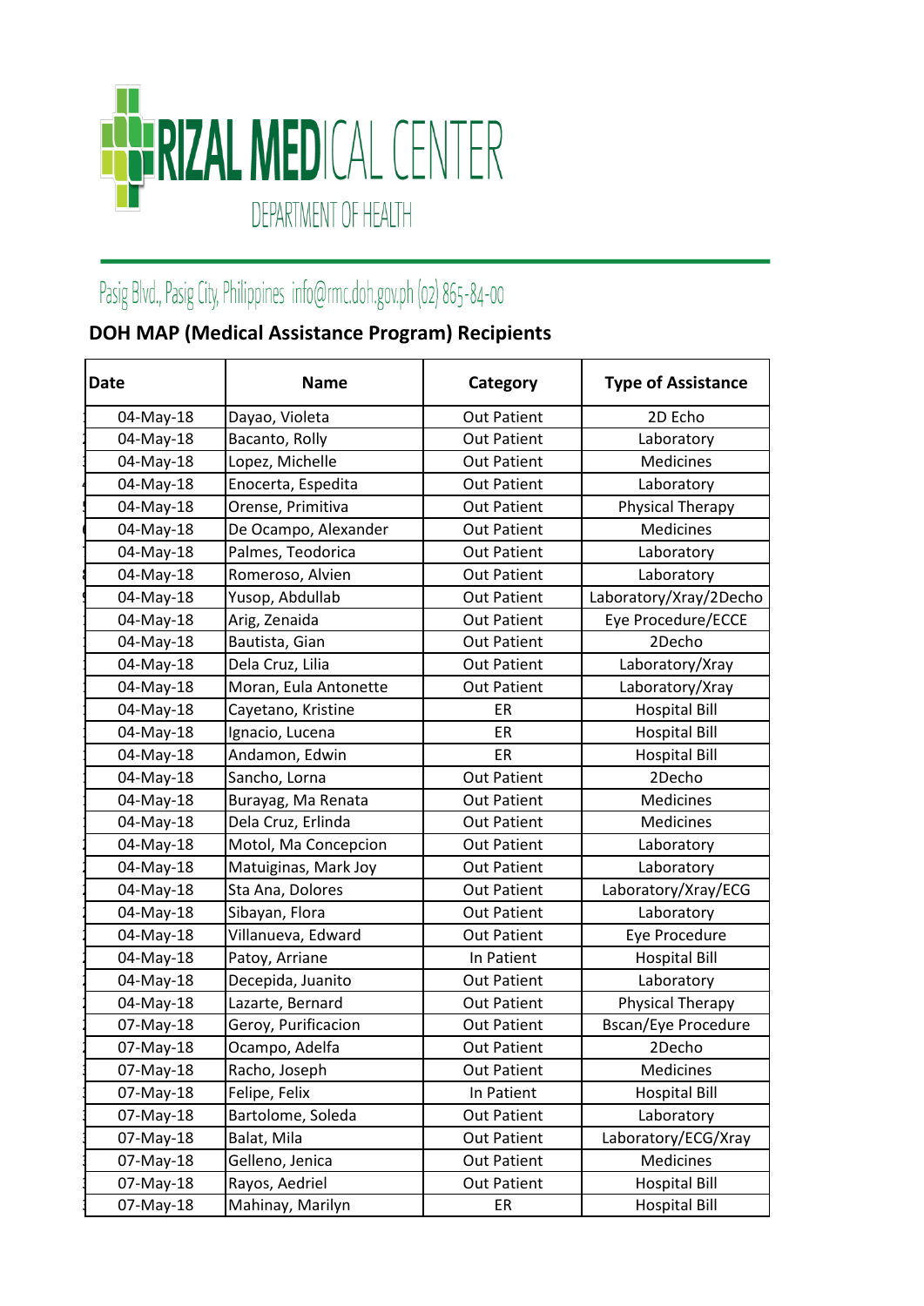# RIZAL MEDICAL CENTER

DEPARTMENT OF HEALTH

Pasig Blvd., Pasig City, Philippines info@rmc.doh.gov.ph (02) 865-84-00

## DOH MAP (Medical Assistance Program) Recipients

| Date | Name | Category | Type of Assistance |
|---|---|---|---|
| 04-May-18 | Dayao, Violeta | Out Patient | 2D Echo |
| 04-May-18 | Bacanto, Rolly | Out Patient | Laboratory |
| 04-May-18 | Lopez, Michelle | Out Patient | Medicines |
| 04-May-18 | Enocerta, Espedita | Out Patient | Laboratory |
| 04-May-18 | Orense, Primitiva | Out Patient | Physical Therapy |
| 04-May-18 | De Ocampo, Alexander | Out Patient | Medicines |
| 04-May-18 | Palmes, Teodorica | Out Patient | Laboratory |
| 04-May-18 | Romeroso, Alvien | Out Patient | Laboratory |
| 04-May-18 | Yusop, Abdullab | Out Patient | Laboratory/Xray/2Decho |
| 04-May-18 | Arig, Zenaida | Out Patient | Eye Procedure/ECCE |
| 04-May-18 | Bautista, Gian | Out Patient | 2Decho |
| 04-May-18 | Dela Cruz, Lilia | Out Patient | Laboratory/Xray |
| 04-May-18 | Moran, Eula Antonette | Out Patient | Laboratory/Xray |
| 04-May-18 | Cayetano, Kristine | ER | Hospital Bill |
| 04-May-18 | Ignacio, Lucena | ER | Hospital Bill |
| 04-May-18 | Andamon, Edwin | ER | Hospital Bill |
| 04-May-18 | Sancho, Lorna | Out Patient | 2Decho |
| 04-May-18 | Burayag, Ma Renata | Out Patient | Medicines |
| 04-May-18 | Dela Cruz, Erlinda | Out Patient | Medicines |
| 04-May-18 | Motol, Ma Concepcion | Out Patient | Laboratory |
| 04-May-18 | Matuiginas, Mark Joy | Out Patient | Laboratory |
| 04-May-18 | Sta Ana, Dolores | Out Patient | Laboratory/Xray/ECG |
| 04-May-18 | Sibayan, Flora | Out Patient | Laboratory |
| 04-May-18 | Villanueva, Edward | Out Patient | Eye Procedure |
| 04-May-18 | Patoy, Arriane | In Patient | Hospital Bill |
| 04-May-18 | Decepida, Juanito | Out Patient | Laboratory |
| 04-May-18 | Lazarte, Bernard | Out Patient | Physical Therapy |
| 07-May-18 | Geroy, Purificacion | Out Patient | Bscan/Eye Procedure |
| 07-May-18 | Ocampo, Adelfa | Out Patient | 2Decho |
| 07-May-18 | Racho, Joseph | Out Patient | Medicines |
| 07-May-18 | Felipe, Felix | In Patient | Hospital Bill |
| 07-May-18 | Bartolome, Soleda | Out Patient | Laboratory |
| 07-May-18 | Balat, Mila | Out Patient | Laboratory/ECG/Xray |
| 07-May-18 | Gelleno, Jenica | Out Patient | Medicines |
| 07-May-18 | Rayos, Aedriel | Out Patient | Hospital Bill |
| 07-May-18 | Mahinay, Marilyn | ER | Hospital Bill |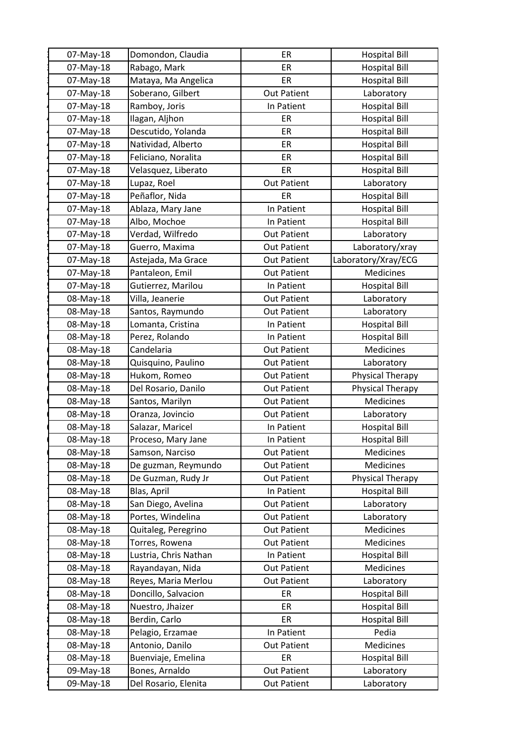| | | | |
|---|---|---|---|
| 07-May-18 | Domondon, Claudia | ER | Hospital Bill |
| 07-May-18 | Rabago, Mark | ER | Hospital Bill |
| 07-May-18 | Mataya, Ma Angelica | ER | Hospital Bill |
| 07-May-18 | Soberano, Gilbert | Out Patient | Laboratory |
| 07-May-18 | Ramboy, Joris | In Patient | Hospital Bill |
| 07-May-18 | Ilagan, Aljhon | ER | Hospital Bill |
| 07-May-18 | Descutido, Yolanda | ER | Hospital Bill |
| 07-May-18 | Natividad, Alberto | ER | Hospital Bill |
| 07-May-18 | Feliciano, Noralita | ER | Hospital Bill |
| 07-May-18 | Velasquez, Liberato | ER | Hospital Bill |
| 07-May-18 | Lupaz, Roel | Out Patient | Laboratory |
| 07-May-18 | Peñaflor, Nida | ER | Hospital Bill |
| 07-May-18 | Ablaza, Mary Jane | In Patient | Hospital Bill |
| 07-May-18 | Albo, Mochoe | In Patient | Hospital Bill |
| 07-May-18 | Verdad, Wilfredo | Out Patient | Laboratory |
| 07-May-18 | Guerro, Maxima | Out Patient | Laboratory/xray |
| 07-May-18 | Astejada, Ma Grace | Out Patient | Laboratory/Xray/ECG |
| 07-May-18 | Pantaleon, Emil | Out Patient | Medicines |
| 07-May-18 | Gutierrez, Marilou | In Patient | Hospital Bill |
| 08-May-18 | Villa, Jeanerie | Out Patient | Laboratory |
| 08-May-18 | Santos, Raymundo | Out Patient | Laboratory |
| 08-May-18 | Lomanta, Cristina | In Patient | Hospital Bill |
| 08-May-18 | Perez, Rolando | In Patient | Hospital Bill |
| 08-May-18 | Candelaria | Out Patient | Medicines |
| 08-May-18 | Quisquino, Paulino | Out Patient | Laboratory |
| 08-May-18 | Hukom, Romeo | Out Patient | Physical Therapy |
| 08-May-18 | Del Rosario, Danilo | Out Patient | Physical Therapy |
| 08-May-18 | Santos, Marilyn | Out Patient | Medicines |
| 08-May-18 | Oranza, Jovincio | Out Patient | Laboratory |
| 08-May-18 | Salazar, Maricel | In Patient | Hospital Bill |
| 08-May-18 | Proceso, Mary Jane | In Patient | Hospital Bill |
| 08-May-18 | Samson, Narciso | Out Patient | Medicines |
| 08-May-18 | De guzman, Reymundo | Out Patient | Medicines |
| 08-May-18 | De Guzman, Rudy Jr | Out Patient | Physical Therapy |
| 08-May-18 | Blas, April | In Patient | Hospital Bill |
| 08-May-18 | San Diego, Avelina | Out Patient | Laboratory |
| 08-May-18 | Portes, Windelina | Out Patient | Laboratory |
| 08-May-18 | Quitaleg, Peregrino | Out Patient | Medicines |
| 08-May-18 | Torres, Rowena | Out Patient | Medicines |
| 08-May-18 | Lustria, Chris Nathan | In Patient | Hospital Bill |
| 08-May-18 | Rayandayan, Nida | Out Patient | Medicines |
| 08-May-18 | Reyes, Maria Merlou | Out Patient | Laboratory |
| 08-May-18 | Doncillo, Salvacion | ER | Hospital Bill |
| 08-May-18 | Nuestro, Jhaizer | ER | Hospital Bill |
| 08-May-18 | Berdin, Carlo | ER | Hospital Bill |
| 08-May-18 | Pelagio, Erzamae | In Patient | Pedia |
| 08-May-18 | Antonio, Danilo | Out Patient | Medicines |
| 08-May-18 | Buenviaje, Emelina | ER | Hospital Bill |
| 09-May-18 | Bones, Arnaldo | Out Patient | Laboratory |
| 09-May-18 | Del Rosario, Elenita | Out Patient | Laboratory |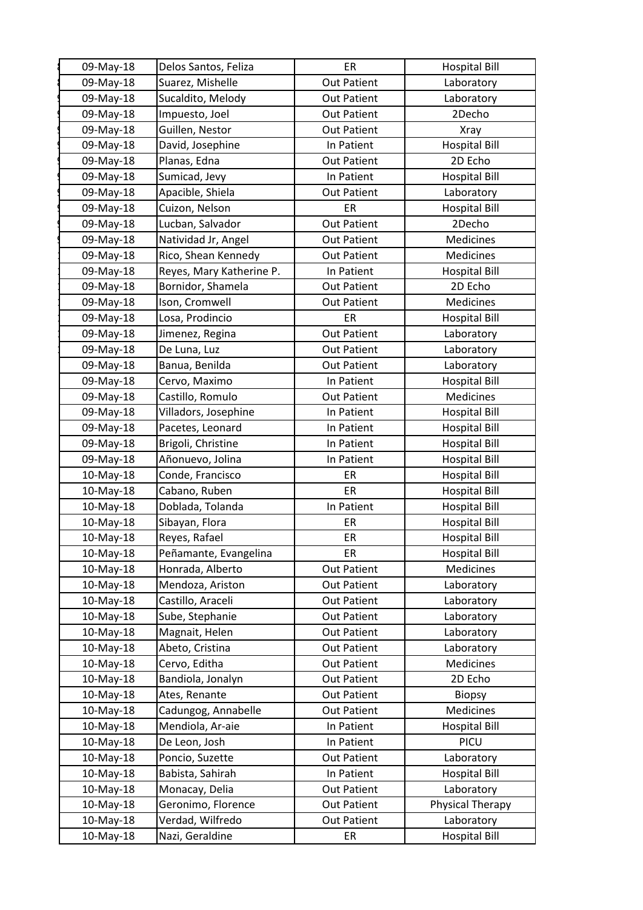| | | | |
|---|---|---|---|
| 09-May-18 | Delos Santos, Feliza | ER | Hospital Bill |
| 09-May-18 | Suarez, Mishelle | Out Patient | Laboratory |
| 09-May-18 | Sucaldito, Melody | Out Patient | Laboratory |
| 09-May-18 | Impuesto, Joel | Out Patient | 2Decho |
| 09-May-18 | Guillen, Nestor | Out Patient | Xray |
| 09-May-18 | David, Josephine | In Patient | Hospital Bill |
| 09-May-18 | Planas, Edna | Out Patient | 2D Echo |
| 09-May-18 | Sumicad, Jevy | In Patient | Hospital Bill |
| 09-May-18 | Apacible, Shiela | Out Patient | Laboratory |
| 09-May-18 | Cuizon, Nelson | ER | Hospital Bill |
| 09-May-18 | Lucban, Salvador | Out Patient | 2Decho |
| 09-May-18 | Natividad Jr, Angel | Out Patient | Medicines |
| 09-May-18 | Rico, Shean Kennedy | Out Patient | Medicines |
| 09-May-18 | Reyes, Mary Katherine P. | In Patient | Hospital Bill |
| 09-May-18 | Bornidor, Shamela | Out Patient | 2D Echo |
| 09-May-18 | Ison, Cromwell | Out Patient | Medicines |
| 09-May-18 | Losa, Prodincio | ER | Hospital Bill |
| 09-May-18 | Jimenez, Regina | Out Patient | Laboratory |
| 09-May-18 | De Luna, Luz | Out Patient | Laboratory |
| 09-May-18 | Banua, Benilda | Out Patient | Laboratory |
| 09-May-18 | Cervo, Maximo | In Patient | Hospital Bill |
| 09-May-18 | Castillo, Romulo | Out Patient | Medicines |
| 09-May-18 | Villadors, Josephine | In Patient | Hospital Bill |
| 09-May-18 | Pacetes, Leonard | In Patient | Hospital Bill |
| 09-May-18 | Brigoli, Christine | In Patient | Hospital Bill |
| 09-May-18 | Añonuevo, Jolina | In Patient | Hospital Bill |
| 10-May-18 | Conde, Francisco | ER | Hospital Bill |
| 10-May-18 | Cabano, Ruben | ER | Hospital Bill |
| 10-May-18 | Doblada, Tolanda | In Patient | Hospital Bill |
| 10-May-18 | Sibayan, Flora | ER | Hospital Bill |
| 10-May-18 | Reyes, Rafael | ER | Hospital Bill |
| 10-May-18 | Peñamante, Evangelina | ER | Hospital Bill |
| 10-May-18 | Honrada, Alberto | Out Patient | Medicines |
| 10-May-18 | Mendoza, Ariston | Out Patient | Laboratory |
| 10-May-18 | Castillo, Araceli | Out Patient | Laboratory |
| 10-May-18 | Sube, Stephanie | Out Patient | Laboratory |
| 10-May-18 | Magnait, Helen | Out Patient | Laboratory |
| 10-May-18 | Abeto, Cristina | Out Patient | Laboratory |
| 10-May-18 | Cervo, Editha | Out Patient | Medicines |
| 10-May-18 | Bandiola, Jonalyn | Out Patient | 2D Echo |
| 10-May-18 | Ates, Renante | Out Patient | Biopsy |
| 10-May-18 | Cadungog, Annabelle | Out Patient | Medicines |
| 10-May-18 | Mendiola, Ar-aie | In Patient | Hospital Bill |
| 10-May-18 | De Leon, Josh | In Patient | PICU |
| 10-May-18 | Poncio, Suzette | Out Patient | Laboratory |
| 10-May-18 | Babista, Sahirah | In Patient | Hospital Bill |
| 10-May-18 | Monacay, Delia | Out Patient | Laboratory |
| 10-May-18 | Geronimo, Florence | Out Patient | Physical Therapy |
| 10-May-18 | Verdad, Wilfredo | Out Patient | Laboratory |
| 10-May-18 | Nazi, Geraldine | ER | Hospital Bill |